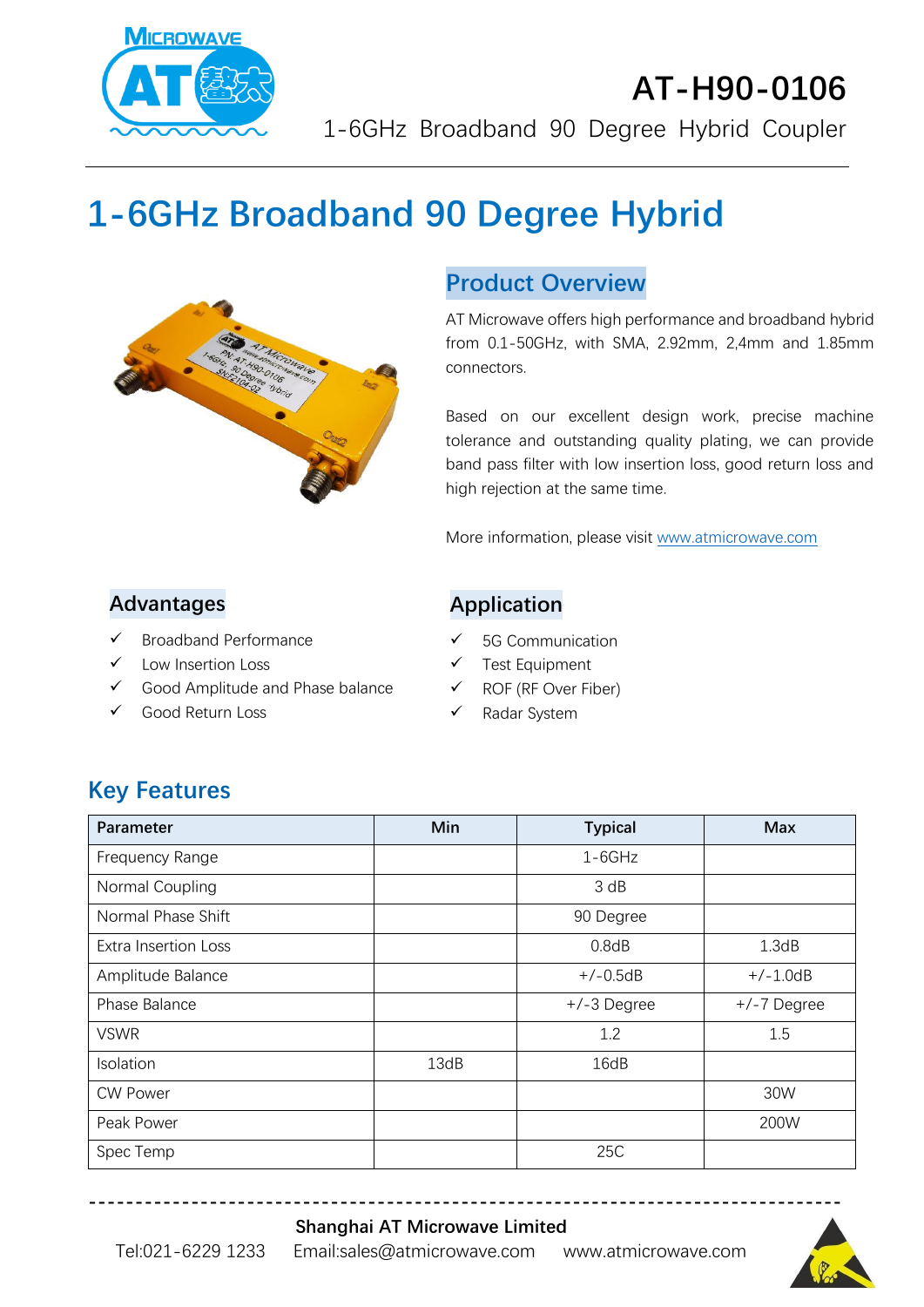# AT-H90-0106

1-6GHz Broadband 90 Degree Hybrid Coupler

# 1-6GHz Broadband 90 Degree Hybrid

## Product Overview

AT Microwave offers high performance and broadband hybrid from 0.1-50GHz, with SMA, 2.92mm, 2,4mm and 1.85mm connectors.

Based on our excellent design work, precise machine tolerance and outstanding quality plating, we can provide band pass filter with low insertion loss, good return loss and high rejection at the same time.

More information, please visit www.atmicrowave.com

## Advantages

- ✓ Broadband Performance
- ✓ Low Insertion Loss
- ✓ Good Amplitude and Phase balance
- ✓ Good Return Loss

## Application

- ✓ 5G Communication
- ✓ Test Equipment
- ✓ ROF (RF Over Fiber)
- ✓ Radar System

## Key Features

| Parameter | Min | Typical | Max |
|---|---|---|---|
| Frequency Range | | 1-6GHz | |
| Normal Coupling | | 3 dB | |
| Normal Phase Shift | | 90 Degree | |
| Extra Insertion Loss | | 0.8dB | 1.3dB |
| Amplitude Balance | | +/-0.5dB | +/-1.0dB |
| Phase Balance | | +/-3 Degree | +/-7 Degree |
| VSWR | | 1.2 | 1.5 |
| Isolation | 13dB | 16dB | |
| CW Power | | | 30W |
| Peak Power | | | 200W |
| Spec Temp | | 25C | |

**Shanghai AT Microwave Limited**

Tel:021-6229 1233 Email:sales@atmicrowave.com www.atmicrowave.com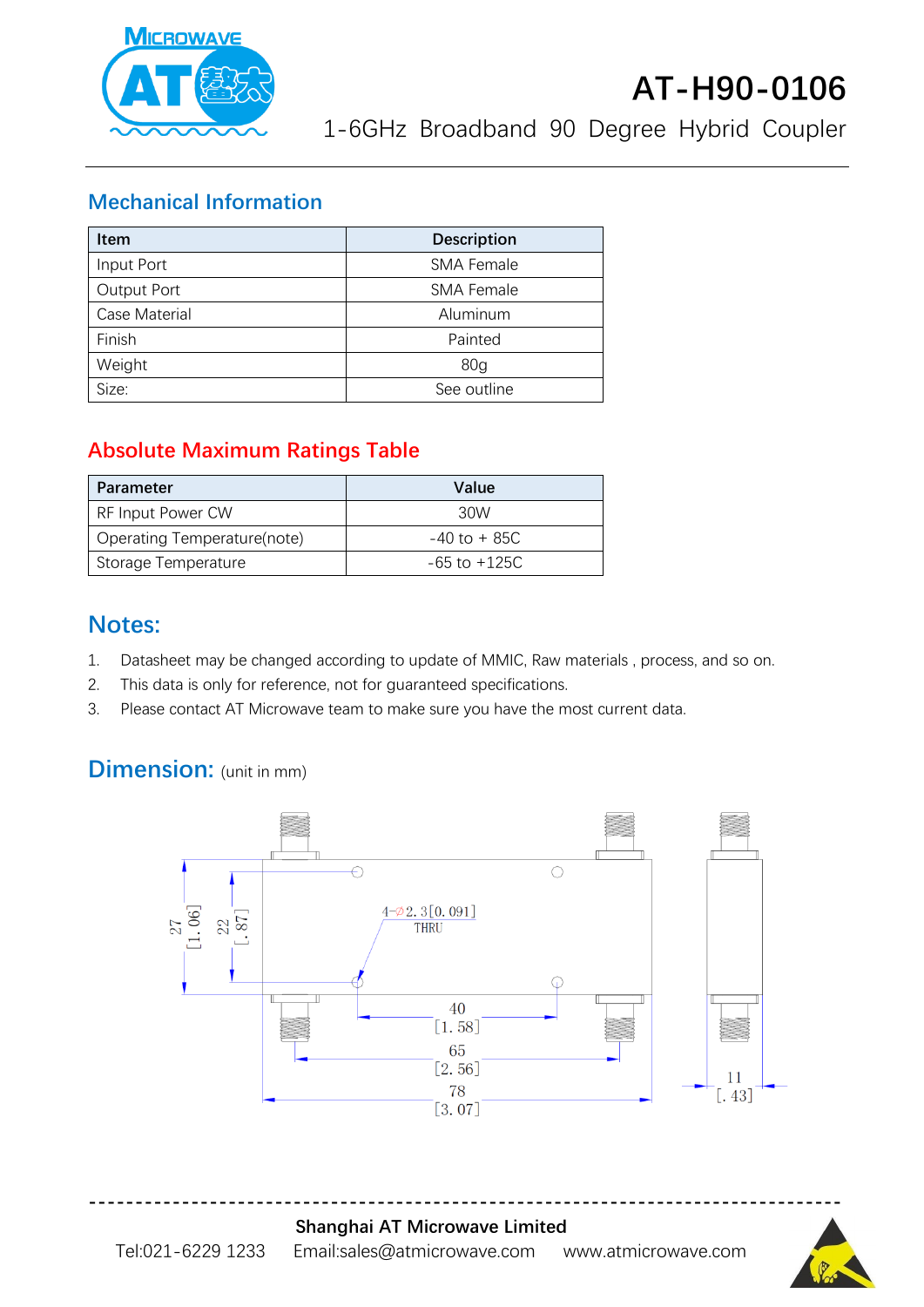# AT-H90-0106

1-6GHz Broadband 90 Degree Hybrid Coupler

## Mechanical Information

| Item | Description |
|---|---|
| Input Port | SMA Female |
| Output Port | SMA Female |
| Case Material | Aluminum |
| Finish | Painted |
| Weight | 80g |
| Size: | See outline |

## Absolute Maximum Ratings Table

| Parameter | Value |
|---|---|
| RF Input Power CW | 30W |
| Operating Temperature(note) | -40 to + 85C |
| Storage Temperature | -65 to +125C |

## Notes:

1. Datasheet may be changed according to update of MMIC, Raw materials , process, and so on.
2. This data is only for reference, not for guaranteed specifications.
3. Please contact AT Microwave team to make sure you have the most current data.

## Dimension: (unit in mm)

4-Ø2.3[0.091] THRU

27 [1.06]

22 [.87]

40 [1.58]

65 [2.56]

78 [3.07]

11 [.43]

**Shanghai AT Microwave Limited**

Tel:021-6229 1233 Email:sales@atmicrowave.com www.atmicrowave.com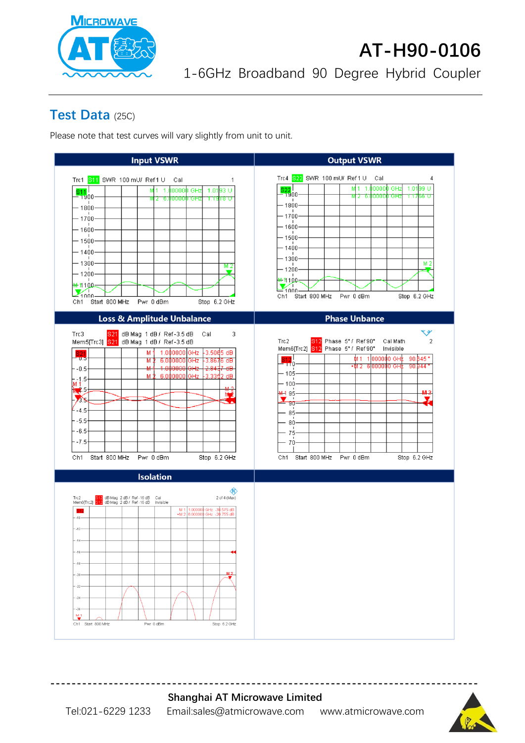# AT-H90-0106

1-6GHz Broadband 90 Degree Hybrid Coupler

## Test Data (25C)

Please note that test curves will vary slightly from unit to unit.

### Input VSWR

Trc1 S11 SWR 100 mU/ Ref1 U Cal 1

M 1 1.000000 GHz 1.0193 U
M 2 6.000000 GHz 1.1978 U

Ch1 Start 800 MHz Pwr 0 dBm Stop 6.2 GHz

### Output VSWR

Trc4 S22 SWR 100 mU/ Ref1 U Cal 4

M 1 1.000000 GHz 1.0109 U
M 2 6.000000 GHz 1.1766 U

Ch1 Start 800 MHz Pwr 0 dBm Stop 6.2 GHz

### Loss & Amplitude Unbalance

Trc3 S21 dB Mag 1 dB/ Ref -3.5 dB Cal 3
Mem5[Trc3] S21 dB Mag 1 dB/ Ref -3.5 dB

M 1 1.000000 GHz -3.5065 dB
M 2 6.000000 GHz -3.8676 dB
M 1 1.000000 GHz -2.8437 dB
M 2 6.000000 GHz -3.3352 dB

Ch1 Start 800 MHz Pwr 0 dBm Stop 6.2 GHz

### Phase Unbance

Trc2 S12 Phase 5°/ Ref 90° Cal Math 2
Mem6[Trc2] S12 Phase 5°/ Ref 90° Invisible

M 1 1.000000 GHz 90.345°
M 2 6.000000 GHz 90.344°

Ch1 Start 800 MHz Pwr 0 dBm Stop 6.2 GHz

### Isolation

Trc2 S12 dB Mag 2 dB/ Ref -16 dB Cal 2 of 4 (Max)
Mem6[Trc2] S12 dB Mag 2 dB/ Ref -16 dB Invisible

M 1 1.000000 GHz -38.575 dB
M 2 6.000000 GHz -20.755 dB

Ch1 Start 800 MHz Pwr 0 dBm Stop 6.2 GHz

**Shanghai AT Microwave Limited**

Tel:021-6229 1233 Email:sales@atmicrowave.com www.atmicrowave.com